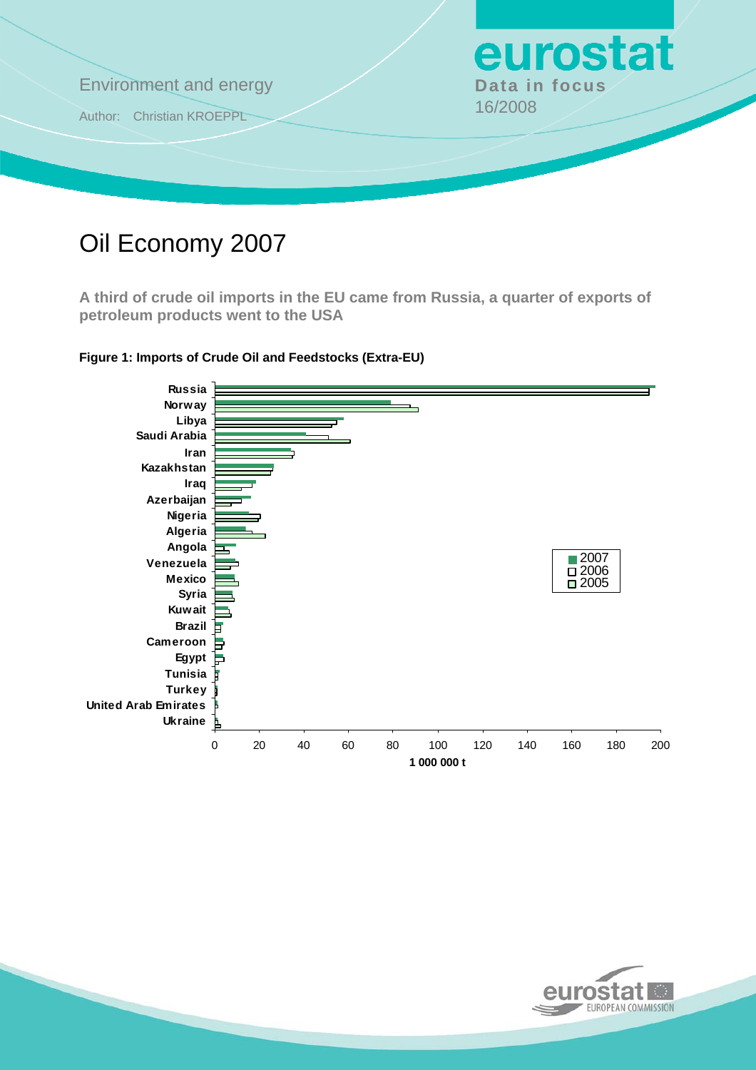Environment and energy

Author: Christian KROEPPL

**eurostat**

**Data in focus**

16/2008

# Oil Economy 2007

**A third of crude oil imports in the EU came from Russia, a quarter of exports of petroleum products went to the USA**

**Figure 1: Imports of Crude Oil and Feedstocks (Extra-EU)**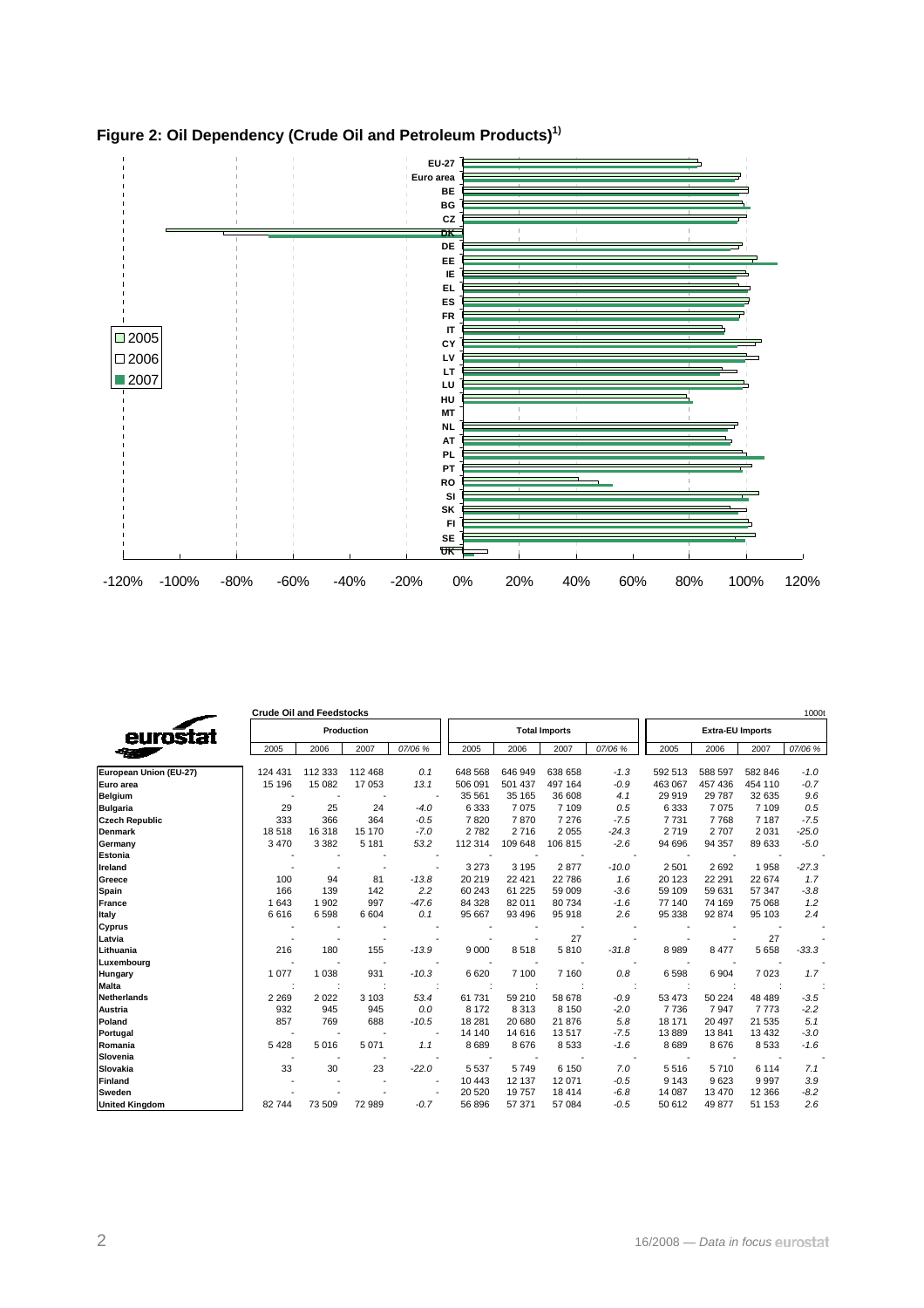## Figure 2: Oil Dependency (Crude Oil and Petroleum Products)[1)]

| | Crude Oil and Feedstocks | | | | | | | | | | | | 1000t |
|---|---|---|---|---|---|---|---|---|---|---|---|---|---|
| | Production | | | | Total Imports | | | | Extra-EU Imports | | | | |
| | 2005 | 2006 | 2007 | 07/06 % | 2005 | 2006 | 2007 | 07/06 % | 2005 | 2006 | 2007 | 07/06 % |
| European Union (EU-27) | 124 431 | 112 333 | 112 468 | 0.1 | 648 568 | 646 949 | 638 658 | -1.3 | 592 513 | 588 597 | 582 846 | -1.0 |
| Euro area | 15 196 | 15 082 | 17 053 | 13.1 | 506 091 | 501 437 | 497 164 | -0.9 | 463 067 | 457 436 | 454 110 | -0.7 |
| Belgium | - | - | - | - | 35 561 | 35 165 | 36 608 | 4.1 | 29 919 | 29 787 | 32 635 | 9.6 |
| Bulgaria | 29 | 25 | 24 | -4.0 | 6 333 | 7 075 | 7 109 | 0.5 | 6 333 | 7 075 | 7 109 | 0.5 |
| Czech Republic | 333 | 366 | 364 | -0.5 | 7 820 | 7 870 | 7 276 | -7.5 | 7 731 | 7 768 | 7 187 | -7.5 |
| Denmark | 18 518 | 16 318 | 15 170 | -7.0 | 2 782 | 2 716 | 2 055 | -24.3 | 2 719 | 2 707 | 2 031 | -25.0 |
| Germany | 3 470 | 3 382 | 5 181 | 53.2 | 112 314 | 109 648 | 106 815 | -2.6 | 94 696 | 94 357 | 89 633 | -5.0 |
| Estonia | - | - | - | - | - | - | - | - | - | - | - | - |
| Ireland | - | - | - | - | 3 273 | 3 195 | 2 877 | -10.0 | 2 501 | 2 692 | 1 958 | -27.3 |
| Greece | 100 | 94 | 81 | -13.8 | 20 219 | 22 421 | 22 786 | 1.6 | 20 123 | 22 291 | 22 674 | 1.7 |
| Spain | 166 | 139 | 142 | 2.2 | 60 243 | 61 225 | 59 009 | -3.6 | 59 109 | 59 631 | 57 347 | -3.8 |
| France | 1 643 | 1 902 | 997 | -47.6 | 84 328 | 82 011 | 80 734 | -1.6 | 77 140 | 74 169 | 75 068 | 1.2 |
| Italy | 6 616 | 6 598 | 6 604 | 0.1 | 95 667 | 93 496 | 95 918 | 2.6 | 95 338 | 92 874 | 95 103 | 2.4 |
| Cyprus | - | - | - | - | - | - | - | - | - | - | - | - |
| Latvia | - | - | - | - | - | - | 27 | - | - | - | 27 | - |
| Lithuania | 216 | 180 | 155 | -13.9 | 9 000 | 8 518 | 5 810 | -31.8 | 8 989 | 8 477 | 5 658 | -33.3 |
| Luxembourg | - | - | - | - | - | - | - | - | - | - | - | - |
| Hungary | 1 077 | 1 038 | 931 | -10.3 | 6 620 | 7 100 | 7 160 | 0.8 | 6 598 | 6 904 | 7 023 | 1.7 |
| Malta | : | : | : | : | : | : | : | : | : | : | : | : |
| Netherlands | 2 269 | 2 022 | 3 103 | 53.4 | 61 731 | 59 210 | 58 678 | -0.9 | 53 473 | 50 224 | 48 489 | -3.5 |
| Austria | 932 | 945 | 945 | 0.0 | 8 172 | 8 313 | 8 150 | -2.0 | 7 736 | 7 947 | 7 773 | -2.2 |
| Poland | 857 | 769 | 688 | -10.5 | 18 281 | 20 680 | 21 876 | 5.8 | 18 171 | 20 497 | 21 535 | 5.1 |
| Portugal | - | - | - | - | 14 140 | 14 616 | 13 517 | -7.5 | 13 889 | 13 841 | 13 432 | -3.0 |
| Romania | 5 428 | 5 016 | 5 071 | 1.1 | 8 689 | 8 676 | 8 533 | -1.6 | 8 689 | 8 676 | 8 533 | -1.6 |
| Slovenia | - | - | - | - | - | - | - | - | - | - | - | - |
| Slovakia | 33 | 30 | 23 | -22.0 | 5 537 | 5 749 | 6 150 | 7.0 | 5 516 | 5 710 | 6 114 | 7.1 |
| Finland | - | - | - | - | 10 443 | 12 137 | 12 071 | -0.5 | 9 143 | 9 623 | 9 997 | 3.9 |
| Sweden | - | - | - | - | 20 520 | 19 757 | 18 414 | -6.8 | 14 087 | 13 470 | 12 366 | -8.2 |
| United Kingdom | 82 744 | 73 509 | 72 989 | -0.7 | 56 896 | 57 371 | 57 084 | -0.5 | 50 612 | 49 877 | 51 153 | 2.6 |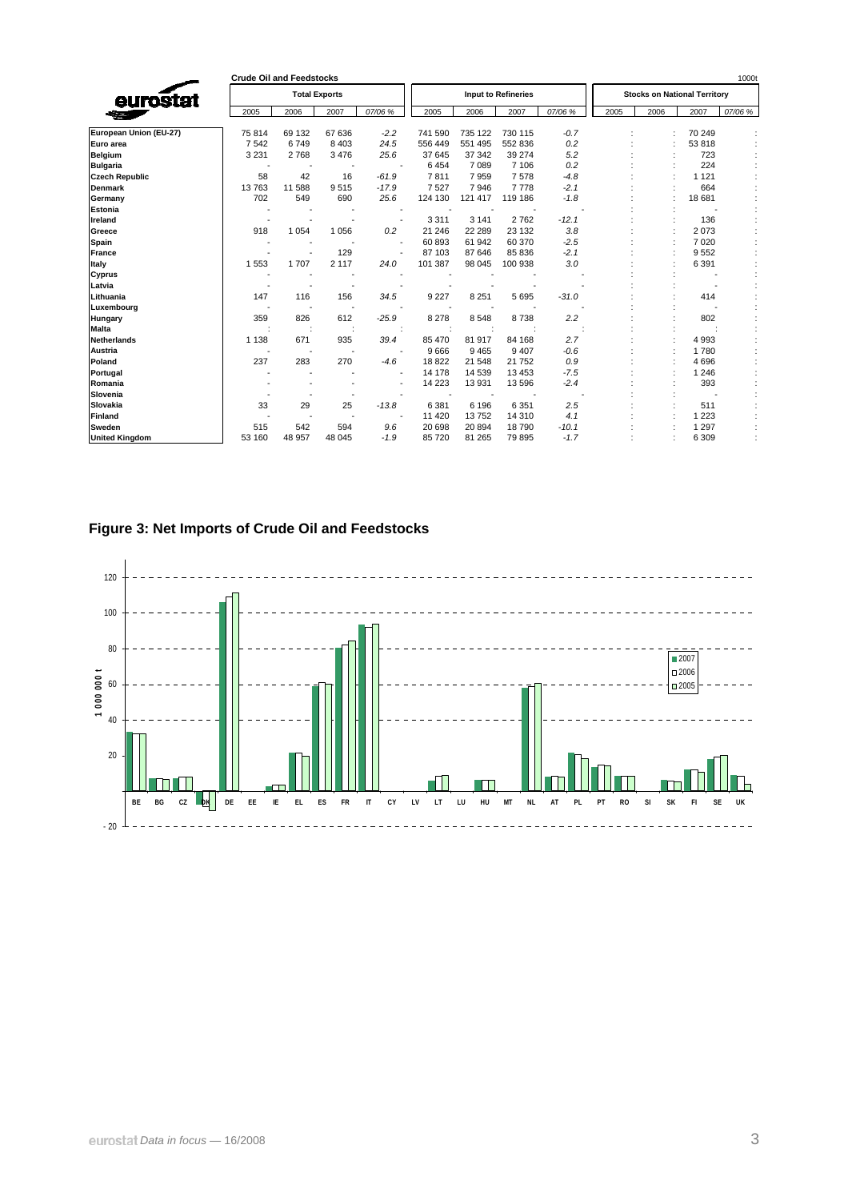**Crude Oil and Feedstocks** — 1000t

| | Total Exports | | | | Input to Refineries | | | | Stocks on National Territory | | | |
|---|---|---|---|---|---|---|---|---|---|---|---|---|
| | 2005 | 2006 | 2007 | 07/06 % | 2005 | 2006 | 2007 | 07/06 % | 2005 | 2006 | 2007 | 07/06 % |
| **European Union (EU-27)** | 75 814 | 69 132 | 67 636 | -2.2 | 741 590 | 735 122 | 730 115 | -0.7 | : | : | 70 249 | : |
| **Euro area** | 7 542 | 6 749 | 8 403 | 24.5 | 556 449 | 551 495 | 552 836 | 0.2 | : | : | 53 818 | : |
| **Belgium** | 3 231 | 2 768 | 3 476 | 25.6 | 37 645 | 37 342 | 39 274 | 5.2 | : | : | 723 | : |
| **Bulgaria** | - | - | - | - | 6 454 | 7 089 | 7 106 | 0.2 | : | : | 224 | : |
| **Czech Republic** | 58 | 42 | 16 | -61.9 | 7 811 | 7 959 | 7 578 | -4.8 | : | : | 1 121 | : |
| **Denmark** | 13 763 | 11 588 | 9 515 | -17.9 | 7 527 | 7 946 | 7 778 | -2.1 | : | : | 664 | : |
| **Germany** | 702 | 549 | 690 | 25.6 | 124 130 | 121 417 | 119 186 | -1.8 | : | : | 18 681 | : |
| **Estonia** | - | - | - | - | - | - | - | - | : | : | - | : |
| **Ireland** | - | - | - | - | 3 311 | 3 141 | 2 762 | -12.1 | : | : | 136 | : |
| **Greece** | 918 | 1 054 | 1 056 | 0.2 | 21 246 | 22 289 | 23 132 | 3.8 | : | : | 2 073 | : |
| **Spain** | - | - | - | - | 60 893 | 61 942 | 60 370 | -2.5 | : | : | 7 020 | : |
| **France** | - | - | 129 | - | 87 103 | 87 646 | 85 836 | -2.1 | : | : | 9 552 | : |
| **Italy** | 1 553 | 1 707 | 2 117 | 24.0 | 101 387 | 98 045 | 100 938 | 3.0 | : | : | 6 391 | : |
| **Cyprus** | - | - | - | - | - | - | - | - | : | : | - | : |
| **Latvia** | - | - | - | - | - | - | - | - | : | : | - | : |
| **Lithuania** | 147 | 116 | 156 | 34.5 | 9 227 | 8 251 | 5 695 | -31.0 | : | : | 414 | : |
| **Luxembourg** | - | - | - | - | - | - | - | - | : | : | - | : |
| **Hungary** | 359 | 826 | 612 | -25.9 | 8 278 | 8 548 | 8 738 | 2.2 | : | : | 802 | : |
| **Malta** | : | : | : | : | : | : | : | : | : | : | : | : |
| **Netherlands** | 1 138 | 671 | 935 | 39.4 | 85 470 | 81 917 | 84 168 | 2.7 | : | : | 4 993 | : |
| **Austria** | - | - | - | - | 9 666 | 9 465 | 9 407 | -0.6 | : | : | 1 780 | : |
| **Poland** | 237 | 283 | 270 | -4.6 | 18 822 | 21 548 | 21 752 | 0.9 | : | : | 4 696 | : |
| **Portugal** | - | - | - | - | 14 178 | 14 539 | 13 453 | -7.5 | : | : | 1 246 | : |
| **Romania** | - | - | - | - | 14 223 | 13 931 | 13 596 | -2.4 | : | : | 393 | : |
| **Slovenia** | - | - | - | - | - | - | - | - | : | : | - | : |
| **Slovakia** | 33 | 29 | 25 | -13.8 | 6 381 | 6 196 | 6 351 | 2.5 | : | : | 511 | : |
| **Finland** | - | - | - | - | 11 420 | 13 752 | 14 310 | 4.1 | : | : | 1 223 | : |
| **Sweden** | 515 | 542 | 594 | 9.6 | 20 698 | 20 894 | 18 790 | -10.1 | : | : | 1 297 | : |
| **United Kingdom** | 53 160 | 48 957 | 48 045 | -1.9 | 85 720 | 81 265 | 79 895 | -1.7 | : | : | 6 309 | : |

## Figure 3: Net Imports of Crude Oil and Feedstocks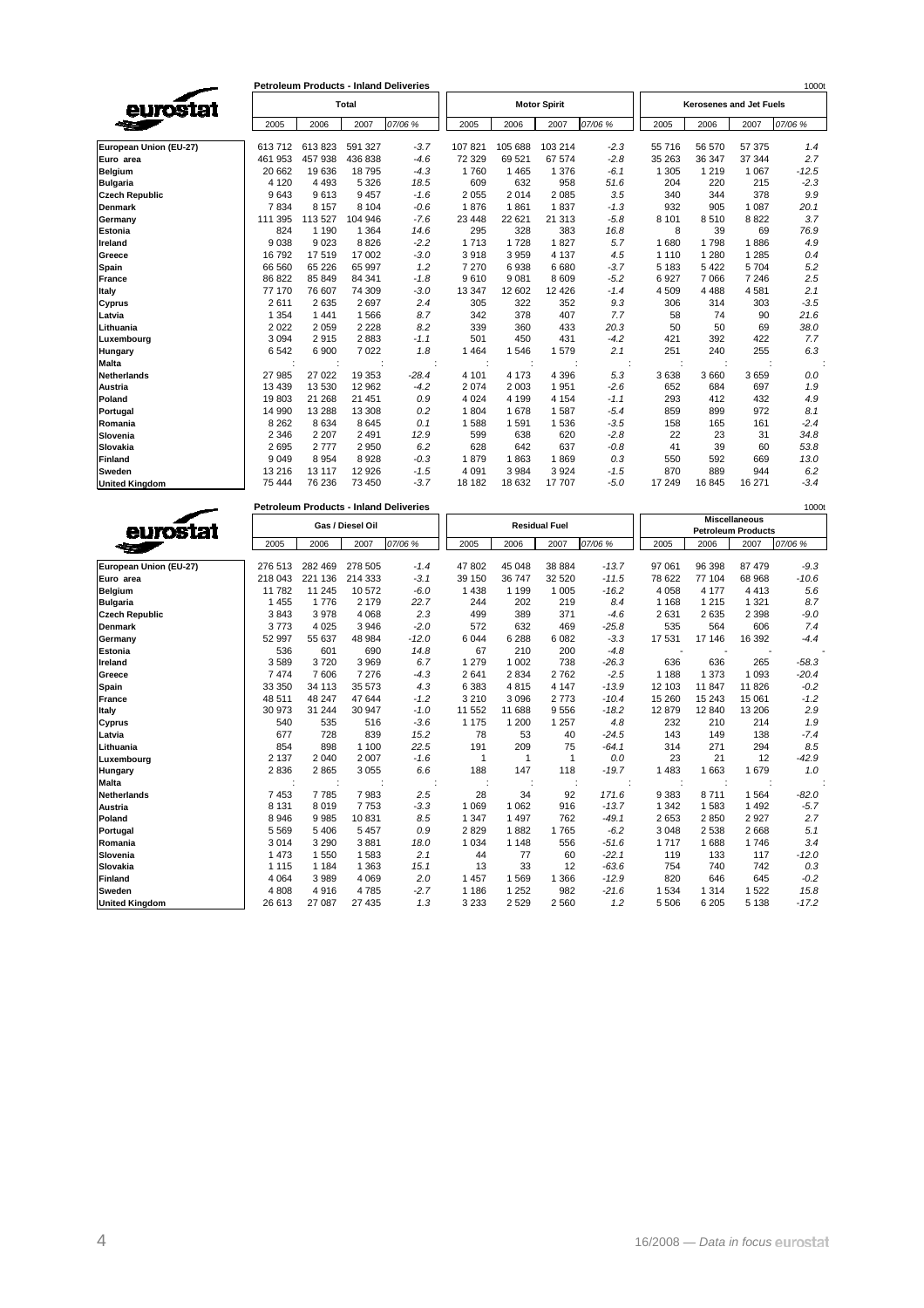## Petroleum Products - Inland Deliveries

1000t

| | Total | | | | Motor Spirit | | | | Kerosenes and Jet Fuels | | | |
|---|---|---|---|---|---|---|---|---|---|---|---|---|
| | 2005 | 2006 | 2007 | 07/06 % | 2005 | 2006 | 2007 | 07/06 % | 2005 | 2006 | 2007 | 07/06 % |
| European Union (EU-27) | 613 712 | 613 823 | 591 327 | -3.7 | 107 821 | 105 688 | 103 214 | -2.3 | 55 716 | 56 570 | 57 375 | 1.4 |
| Euro area | 461 953 | 457 938 | 436 838 | -4.6 | 72 329 | 69 521 | 67 574 | -2.8 | 35 263 | 36 347 | 37 344 | 2.7 |
| Belgium | 20 662 | 19 636 | 18 795 | -4.3 | 1 760 | 1 465 | 1 376 | -6.1 | 1 305 | 1 219 | 1 067 | -12.5 |
| Bulgaria | 4 120 | 4 493 | 5 326 | 18.5 | 609 | 632 | 958 | 51.6 | 204 | 220 | 215 | -2.3 |
| Czech Republic | 9 643 | 9 613 | 9 457 | -1.6 | 2 055 | 2 014 | 2 085 | 3.5 | 340 | 344 | 378 | 9.9 |
| Denmark | 7 834 | 8 157 | 8 104 | -0.6 | 1 876 | 1 861 | 1 837 | -1.3 | 932 | 905 | 1 087 | 20.1 |
| Germany | 111 395 | 113 527 | 104 946 | -7.6 | 23 448 | 22 621 | 21 313 | -5.8 | 8 101 | 8 510 | 8 822 | 3.7 |
| Estonia | 824 | 1 190 | 1 364 | 14.6 | 295 | 328 | 383 | 16.8 | 8 | 39 | 69 | 76.9 |
| Ireland | 9 038 | 9 023 | 8 826 | -2.2 | 1 713 | 1 728 | 1 827 | 5.7 | 1 680 | 1 798 | 1 886 | 4.9 |
| Greece | 16 792 | 17 519 | 17 002 | -3.0 | 3 918 | 3 959 | 4 137 | 4.5 | 1 110 | 1 280 | 1 285 | 0.4 |
| Spain | 66 560 | 65 226 | 65 997 | 1.2 | 7 270 | 6 938 | 6 680 | -3.7 | 5 183 | 5 422 | 5 704 | 5.2 |
| France | 86 822 | 85 849 | 84 341 | -1.8 | 9 610 | 9 081 | 8 609 | -5.2 | 6 927 | 7 066 | 7 246 | 2.5 |
| Italy | 77 170 | 76 607 | 74 309 | -3.0 | 13 347 | 12 602 | 12 426 | -1.4 | 4 509 | 4 488 | 4 581 | 2.1 |
| Cyprus | 2 611 | 2 635 | 2 697 | 2.4 | 305 | 322 | 352 | 9.3 | 306 | 314 | 303 | -3.5 |
| Latvia | 1 354 | 1 441 | 1 566 | 8.7 | 342 | 378 | 407 | 7.7 | 58 | 74 | 90 | 21.6 |
| Lithuania | 2 022 | 2 059 | 2 228 | 8.2 | 339 | 360 | 433 | 20.3 | 50 | 50 | 69 | 38.0 |
| Luxembourg | 3 094 | 2 915 | 2 883 | -1.1 | 501 | 450 | 431 | -4.2 | 421 | 392 | 422 | 7.7 |
| Hungary | 6 542 | 6 900 | 7 022 | 1.8 | 1 464 | 1 546 | 1 579 | 2.1 | 251 | 240 | 255 | 6.3 |
| Malta | : | : | : | : | : | : | : | : | : | : | : | : |
| Netherlands | 27 985 | 27 022 | 19 353 | -28.4 | 4 101 | 4 173 | 4 396 | 5.3 | 3 638 | 3 660 | 3 659 | 0.0 |
| Austria | 13 439 | 13 530 | 12 962 | -4.2 | 2 074 | 2 003 | 1 951 | -2.6 | 652 | 684 | 697 | 1.9 |
| Poland | 19 803 | 21 268 | 21 451 | 0.9 | 4 024 | 4 199 | 4 154 | -1.1 | 293 | 412 | 432 | 4.9 |
| Portugal | 14 990 | 13 288 | 13 308 | 0.2 | 1 804 | 1 678 | 1 587 | -5.4 | 859 | 899 | 972 | 8.1 |
| Romania | 8 262 | 8 634 | 8 645 | 0.1 | 1 588 | 1 591 | 1 536 | -3.5 | 158 | 165 | 161 | -2.4 |
| Slovenia | 2 346 | 2 207 | 2 491 | 12.9 | 599 | 638 | 620 | -2.8 | 22 | 23 | 31 | 34.8 |
| Slovakia | 2 695 | 2 777 | 2 950 | 6.2 | 628 | 642 | 637 | -0.8 | 41 | 39 | 60 | 53.8 |
| Finland | 9 049 | 8 954 | 8 928 | -0.3 | 1 879 | 1 863 | 1 869 | 0.3 | 550 | 592 | 669 | 13.0 |
| Sweden | 13 216 | 13 117 | 12 926 | -1.5 | 4 091 | 3 984 | 3 924 | -1.5 | 870 | 889 | 944 | 6.2 |
| United Kingdom | 75 444 | 76 236 | 73 450 | -3.7 | 18 182 | 18 632 | 17 707 | -5.0 | 17 249 | 16 845 | 16 271 | -3.4 |

## Petroleum Products - Inland Deliveries

1000t

| | Gas / Diesel Oil | | | | Residual Fuel | | | | Miscellaneous Petroleum Products | | | |
|---|---|---|---|---|---|---|---|---|---|---|---|---|
| | 2005 | 2006 | 2007 | 07/06 % | 2005 | 2006 | 2007 | 07/06 % | 2005 | 2006 | 2007 | 07/06 % |
| European Union (EU-27) | 276 513 | 282 469 | 278 505 | -1.4 | 47 802 | 45 048 | 38 884 | -13.7 | 97 061 | 96 398 | 87 479 | -9.3 |
| Euro area | 218 043 | 221 136 | 214 333 | -3.1 | 39 150 | 36 747 | 32 520 | -11.5 | 78 622 | 77 104 | 68 968 | -10.6 |
| Belgium | 11 782 | 11 245 | 10 572 | -6.0 | 1 438 | 1 199 | 1 005 | -16.2 | 4 058 | 4 177 | 4 413 | 5.6 |
| Bulgaria | 1 455 | 1 776 | 2 179 | 22.7 | 244 | 202 | 219 | 8.4 | 1 168 | 1 215 | 1 321 | 8.7 |
| Czech Republic | 3 843 | 3 978 | 4 068 | 2.3 | 499 | 389 | 371 | -4.6 | 2 631 | 2 635 | 2 398 | -9.0 |
| Denmark | 3 773 | 4 025 | 3 946 | -2.0 | 572 | 632 | 469 | -25.8 | 535 | 564 | 606 | 7.4 |
| Germany | 52 997 | 55 637 | 48 984 | -12.0 | 6 044 | 6 288 | 6 082 | -3.3 | 17 531 | 17 146 | 16 392 | -4.4 |
| Estonia | 536 | 601 | 690 | 14.8 | 67 | 210 | 200 | -4.8 | - | - | - | - |
| Ireland | 3 589 | 3 720 | 3 969 | 6.7 | 1 279 | 1 002 | 738 | -26.3 | 636 | 636 | 265 | -58.3 |
| Greece | 7 474 | 7 606 | 7 276 | -4.3 | 2 641 | 2 834 | 2 762 | -2.5 | 1 188 | 1 373 | 1 093 | -20.4 |
| Spain | 33 350 | 34 113 | 35 573 | 4.3 | 6 383 | 4 815 | 4 147 | -13.9 | 12 103 | 11 847 | 11 826 | -0.2 |
| France | 48 511 | 48 247 | 47 644 | -1.2 | 3 210 | 3 096 | 2 773 | -10.4 | 15 260 | 15 243 | 15 061 | -1.2 |
| Italy | 30 973 | 31 244 | 30 947 | -1.0 | 11 552 | 11 688 | 9 556 | -18.2 | 12 879 | 12 840 | 13 206 | 2.9 |
| Cyprus | 540 | 535 | 516 | -3.6 | 1 175 | 1 200 | 1 257 | 4.8 | 232 | 210 | 214 | 1.9 |
| Latvia | 677 | 728 | 839 | 15.2 | 78 | 53 | 40 | -24.5 | 143 | 149 | 138 | -7.4 |
| Lithuania | 854 | 898 | 1 100 | 22.5 | 191 | 209 | 75 | -64.1 | 314 | 271 | 294 | 8.5 |
| Luxembourg | 2 137 | 2 040 | 2 007 | -1.6 | 1 | 1 | 1 | 0.0 | 23 | 21 | 12 | -42.9 |
| Hungary | 2 836 | 2 865 | 3 055 | 6.6 | 188 | 147 | 118 | -19.7 | 1 483 | 1 663 | 1 679 | 1.0 |
| Malta | : | : | : | : | : | : | : | : | : | : | : | : |
| Netherlands | 7 453 | 7 785 | 7 983 | 2.5 | 28 | 34 | 92 | 171.6 | 9 383 | 8 711 | 1 564 | -82.0 |
| Austria | 8 131 | 8 019 | 7 753 | -3.3 | 1 069 | 1 062 | 916 | -13.7 | 1 342 | 1 583 | 1 492 | -5.7 |
| Poland | 8 946 | 9 985 | 10 831 | 8.5 | 1 347 | 1 497 | 762 | -49.1 | 2 653 | 2 850 | 2 927 | 2.7 |
| Portugal | 5 569 | 5 406 | 5 457 | 0.9 | 2 829 | 1 882 | 1 765 | -6.2 | 3 048 | 2 538 | 2 668 | 5.1 |
| Romania | 3 014 | 3 290 | 3 881 | 18.0 | 1 034 | 1 148 | 556 | -51.6 | 1 717 | 1 688 | 1 746 | 3.4 |
| Slovenia | 1 473 | 1 550 | 1 583 | 2.1 | 44 | 77 | 60 | -22.1 | 119 | 133 | 117 | -12.0 |
| Slovakia | 1 115 | 1 184 | 1 363 | 15.1 | 13 | 33 | 12 | -63.6 | 754 | 740 | 742 | 0.3 |
| Finland | 4 064 | 3 989 | 4 069 | 2.0 | 1 457 | 1 569 | 1 366 | -12.9 | 820 | 646 | 645 | -0.2 |
| Sweden | 4 808 | 4 916 | 4 785 | -2.7 | 1 186 | 1 252 | 982 | -21.6 | 1 534 | 1 314 | 1 522 | 15.8 |
| United Kingdom | 26 613 | 27 087 | 27 435 | 1.3 | 3 233 | 2 529 | 2 560 | 1.2 | 5 506 | 6 205 | 5 138 | -17.2 |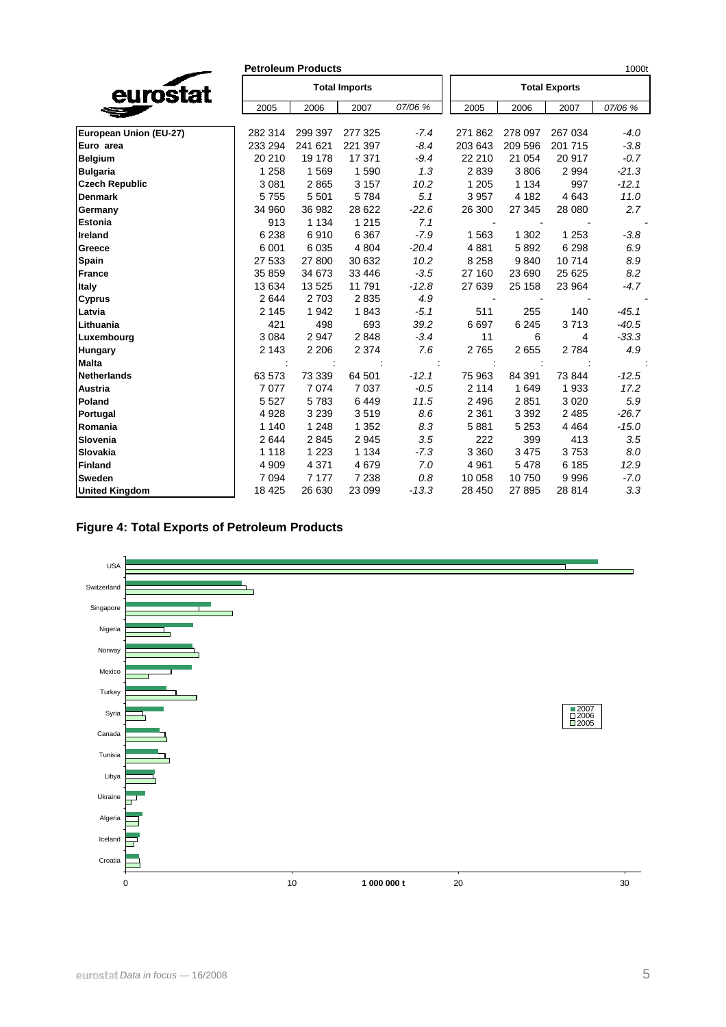**Petroleum Products** 1000t

| | Total Imports | | | | Total Exports | | | |
|---|---|---|---|---|---|---|---|---|
| | 2005 | 2006 | 2007 | 07/06 % | 2005 | 2006 | 2007 | 07/06 % |
| **European Union (EU-27)** | 282 314 | 299 397 | 277 325 | *-7.4* | 271 862 | 278 097 | 267 034 | *-4.0* |
| **Euro area** | 233 294 | 241 621 | 221 397 | *-8.4* | 203 643 | 209 596 | 201 715 | *-3.8* |
| **Belgium** | 20 210 | 19 178 | 17 371 | *-9.4* | 22 210 | 21 054 | 20 917 | *-0.7* |
| **Bulgaria** | 1 258 | 1 569 | 1 590 | *1.3* | 2 839 | 3 806 | 2 994 | *-21.3* |
| **Czech Republic** | 3 081 | 2 865 | 3 157 | *10.2* | 1 205 | 1 134 | 997 | *-12.1* |
| **Denmark** | 5 755 | 5 501 | 5 784 | *5.1* | 3 957 | 4 182 | 4 643 | *11.0* |
| **Germany** | 34 960 | 36 982 | 28 622 | *-22.6* | 26 300 | 27 345 | 28 080 | *2.7* |
| **Estonia** | 913 | 1 134 | 1 215 | *7.1* | - | - | - | - |
| **Ireland** | 6 238 | 6 910 | 6 367 | *-7.9* | 1 563 | 1 302 | 1 253 | *-3.8* |
| **Greece** | 6 001 | 6 035 | 4 804 | *-20.4* | 4 881 | 5 892 | 6 298 | *6.9* |
| **Spain** | 27 533 | 27 800 | 30 632 | *10.2* | 8 258 | 9 840 | 10 714 | *8.9* |
| **France** | 35 859 | 34 673 | 33 446 | *-3.5* | 27 160 | 23 690 | 25 625 | *8.2* |
| **Italy** | 13 634 | 13 525 | 11 791 | *-12.8* | 27 639 | 25 158 | 23 964 | *-4.7* |
| **Cyprus** | 2 644 | 2 703 | 2 835 | *4.9* | - | - | - | - |
| **Latvia** | 2 145 | 1 942 | 1 843 | *-5.1* | 511 | 255 | 140 | *-45.1* |
| **Lithuania** | 421 | 498 | 693 | *39.2* | 6 697 | 6 245 | 3 713 | *-40.5* |
| **Luxembourg** | 3 084 | 2 947 | 2 848 | *-3.4* | 11 | 6 | 4 | *-33.3* |
| **Hungary** | 2 143 | 2 206 | 2 374 | *7.6* | 2 765 | 2 655 | 2 784 | *4.9* |
| **Malta** | : | : | : | : | : | : | : | : |
| **Netherlands** | 63 573 | 73 339 | 64 501 | *-12.1* | 75 963 | 84 391 | 73 844 | *-12.5* |
| **Austria** | 7 077 | 7 074 | 7 037 | *-0.5* | 2 114 | 1 649 | 1 933 | *17.2* |
| **Poland** | 5 527 | 5 783 | 6 449 | *11.5* | 2 496 | 2 851 | 3 020 | *5.9* |
| **Portugal** | 4 928 | 3 239 | 3 519 | *8.6* | 2 361 | 3 392 | 2 485 | *-26.7* |
| **Romania** | 1 140 | 1 248 | 1 352 | *8.3* | 5 881 | 5 253 | 4 464 | *-15.0* |
| **Slovenia** | 2 644 | 2 845 | 2 945 | *3.5* | 222 | 399 | 413 | *3.5* |
| **Slovakia** | 1 118 | 1 223 | 1 134 | *-7.3* | 3 360 | 3 475 | 3 753 | *8.0* |
| **Finland** | 4 909 | 4 371 | 4 679 | *7.0* | 4 961 | 5 478 | 6 185 | *12.9* |
| **Sweden** | 7 094 | 7 177 | 7 238 | *0.8* | 10 058 | 10 750 | 9 996 | *-7.0* |
| **United Kingdom** | 18 425 | 26 630 | 23 099 | *-13.3* | 28 450 | 27 895 | 28 814 | *3.3* |

### Figure 4: Total Exports of Petroleum Products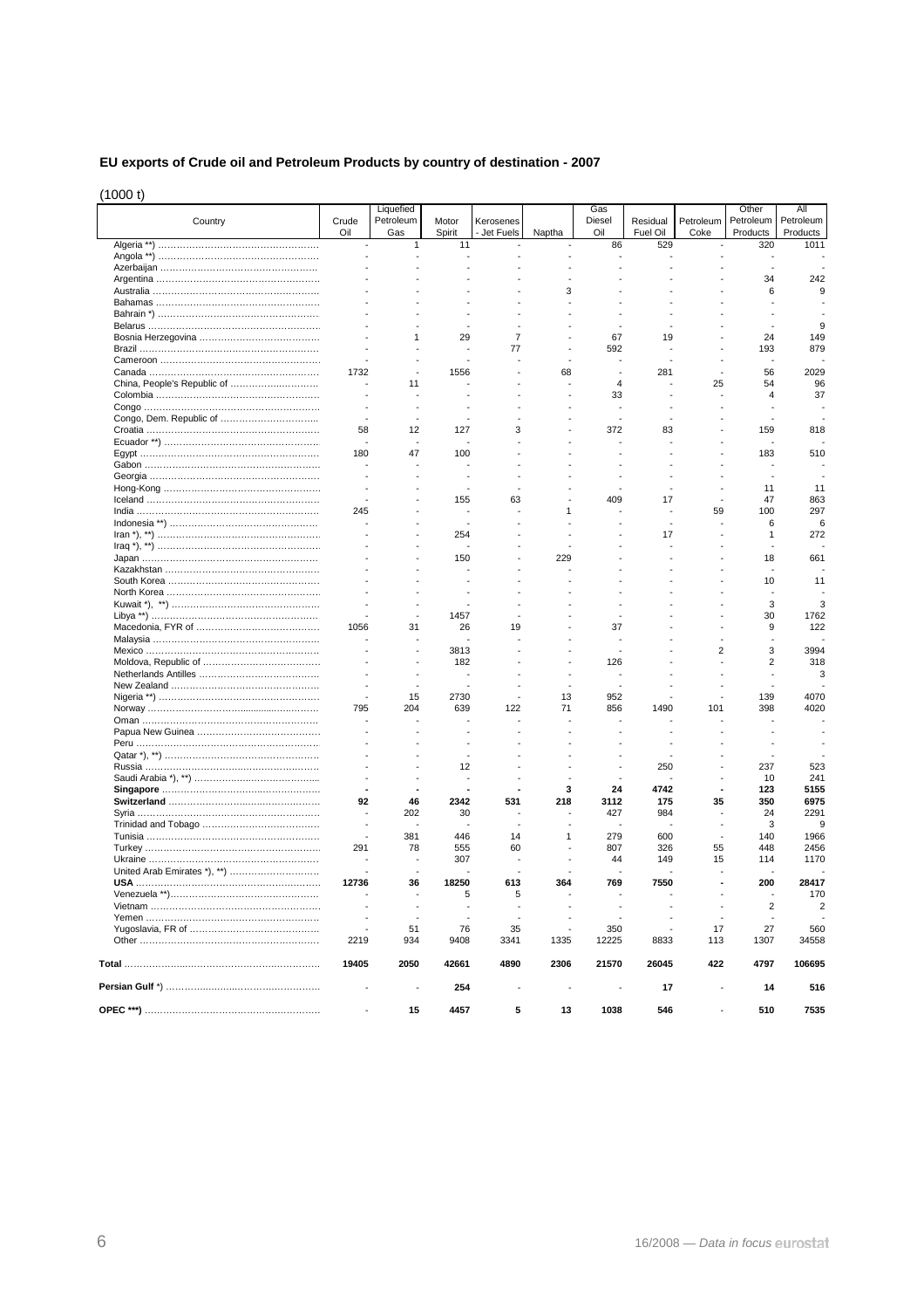## EU exports of Crude oil and Petroleum Products by country of destination - 2007

(1000 t)

| Country | Crude Oil | Liquefied Petroleum Gas | Motor Spirit | Kerosenes - Jet Fuels | Naptha | Gas Diesel Oil | Residual Fuel Oil | Petroleum Coke | Other Petroleum Products | All Petroleum Products |
|---|---|---|---|---|---|---|---|---|---|---|
| Algeria **) | - | 1 | 11 | - | - | 86 | 529 | - | 320 | 1011 |
| Angola **) | - | - | - | - | - | - | - | - | - | - |
| Azerbaijan | - | - | - | - | - | - | - | - | - | - |
| Argentina | - | - | - | - | - | - | - | - | 34 | 242 |
| Australia | - | - | - | - | 3 | - | - | - | 6 | 9 |
| Bahamas | - | - | - | - | - | - | - | - | - | - |
| Bahrain *) | - | - | - | - | - | - | - | - | - | - |
| Belarus | - | - | - | - | - | - | - | - | - | 9 |
| Bosnia Herzegovina | - | 1 | 29 | 7 | - | 67 | 19 | - | 24 | 149 |
| Brazil | - | - | - | 77 | - | 592 | - | - | 193 | 879 |
| Cameroon | - | - | - | - | - | - | - | - | - | - |
| Canada | 1732 | - | 1556 | - | 68 | - | 281 | - | 56 | 2029 |
| China, People's Republic of | - | 11 | - | - | - | 4 | - | 25 | 54 | 96 |
| Colombia | - | - | - | - | - | 33 | - | - | 4 | 37 |
| Congo | - | - | - | - | - | - | - | - | - | - |
| Congo, Dem. Republic of | - | - | - | - | - | - | - | - | - | - |
| Croatia | 58 | 12 | 127 | 3 | - | 372 | 83 | - | 159 | 818 |
| Ecuador **) | - | - | - | - | - | - | - | - | - | - |
| Egypt | 180 | 47 | 100 | - | - | - | - | - | 183 | 510 |
| Gabon | - | - | - | - | - | - | - | - | - | - |
| Georgia | - | - | - | - | - | - | - | - | - | - |
| Hong-Kong | - | - | - | - | - | - | - | - | 11 | 11 |
| Iceland | - | - | 155 | 63 | - | 409 | 17 | - | 47 | 863 |
| India | 245 | - | - | - | 1 | - | - | 59 | 100 | 297 |
| Indonesia **) | - | - | - | - | - | - | - | - | 6 | 6 |
| Iran *), **) | - | - | 254 | - | - | - | 17 | - | 1 | 272 |
| Iraq *), **) | - | - | - | - | - | - | - | - | - | - |
| Japan | - | - | 150 | - | 229 | - | - | - | 18 | 661 |
| Kazakhstan | - | - | - | - | - | - | - | - | - | - |
| South Korea | - | - | - | - | - | - | - | - | 10 | 11 |
| North Korea | - | - | - | - | - | - | - | - | - | - |
| Kuwait *), **) | - | - | - | - | - | - | - | - | 3 | 3 |
| Libya **) | - | - | 1457 | - | - | - | - | - | 30 | 1762 |
| Macedonia, FYR of | 1056 | 31 | 26 | 19 | - | 37 | - | - | 9 | 122 |
| Malaysia | - | - | - | - | - | - | - | - | - | - |
| Mexico | - | - | 3813 | - | - | - | - | 2 | 3 | 3994 |
| Moldova, Republic of | - | - | 182 | - | - | 126 | - | - | 2 | 318 |
| Netherlands Antilles | - | - | - | - | - | - | - | - | - | 3 |
| New Zealand | - | - | - | - | - | - | - | - | - | - |
| Nigeria **) | - | 15 | 2730 | - | 13 | 952 | - | - | 139 | 4070 |
| Norway | 795 | 204 | 639 | 122 | 71 | 856 | 1490 | 101 | 398 | 4020 |
| Oman | - | - | - | - | - | - | - | - | - | - |
| Papua New Guinea | - | - | - | - | - | - | - | - | - | - |
| Peru | - | - | - | - | - | - | - | - | - | - |
| Qatar *), **) | - | - | - | - | - | - | - | - | - | - |
| Russia | - | - | 12 | - | - | - | 250 | - | 237 | 523 |
| Saudi Arabia *), **) | - | - | - | - | - | - | - | - | 10 | 241 |
| **Singapore** | **-** | **-** | **-** | **-** | **3** | **24** | **4742** | **-** | **123** | **5155** |
| **Switzerland** | **92** | **46** | **2342** | **531** | **218** | **3112** | **175** | **35** | **350** | **6975** |
| Syria | - | 202 | 30 | - | - | 427 | 984 | - | 24 | 2291 |
| Trinidad and Tobago | - | - | - | - | - | - | - | - | 3 | 9 |
| Tunisia | - | 381 | 446 | 14 | 1 | 279 | 600 | - | 140 | 1966 |
| Turkey | 291 | 78 | 555 | 60 | - | 807 | 326 | 55 | 448 | 2456 |
| Ukraine | - | - | 307 | - | - | 44 | 149 | 15 | 114 | 1170 |
| United Arab Emirates *), **) | - | - | - | - | - | - | - | - | - | - |
| **USA** | **12736** | **36** | **18250** | **613** | **364** | **769** | **7550** | **-** | **200** | **28417** |
| Venezuela **) | - | - | 5 | 5 | - | - | - | - | - | 170 |
| Vietnam | - | - | - | - | - | - | - | - | 2 | 2 |
| Yemen | - | - | - | - | - | - | - | - | - | - |
| Yugoslavia, FR of | - | 51 | 76 | 35 | - | 350 | - | 17 | 27 | 560 |
| Other | 2219 | 934 | 9408 | 3341 | 1335 | 12225 | 8833 | 113 | 1307 | 34558 |
| **Total** | **19405** | **2050** | **42661** | **4890** | **2306** | **21570** | **26045** | **422** | **4797** | **106695** |
| **Persian Gulf** *) | - | - | **254** | - | - | - | **17** | - | **14** | **516** |
| **OPEC ***)** | - | **15** | **4457** | **5** | **13** | **1038** | **546** | - | **510** | **7535** |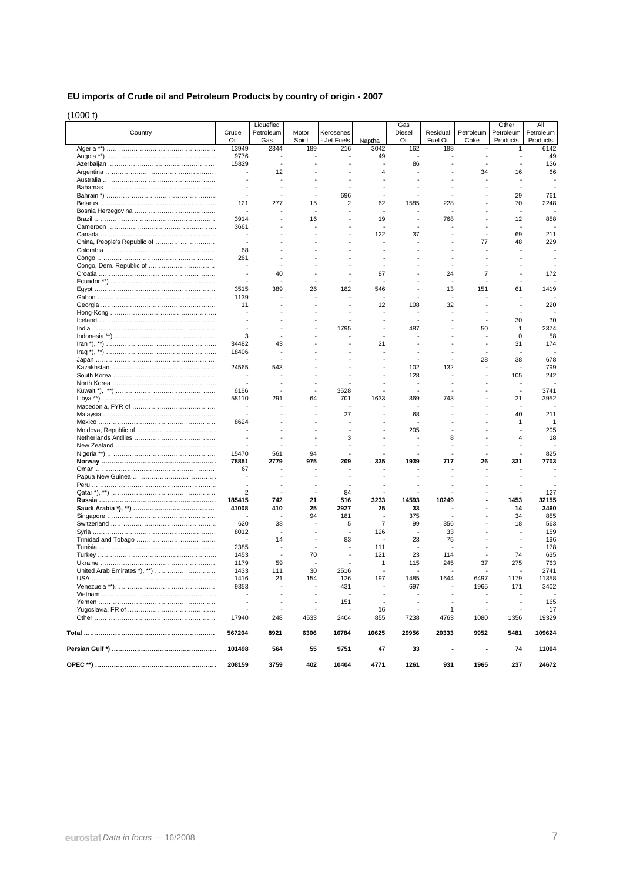## EU imports of Crude oil and Petroleum Products by country of origin - 2007

(1000 t)

| Country | Crude Oil | Liquefied Petroleum Gas | Motor Spirit | Kerosenes - Jet Fuels | Naptha | Gas Diesel Oil | Residual Fuel Oil | Petroleum Coke | Other Petroleum Products | All Petroleum Products |
|---|---|---|---|---|---|---|---|---|---|---|
| Algeria **) | 13949 | 2344 | 189 | 216 | 3042 | 162 | 188 | - | 1 | 6142 |
| Angola **) | 9776 | - | - | - | 49 | - | - | - | - | 49 |
| Azerbaijan | 15829 | - | - | - | - | 86 | - | - | - | 136 |
| Argentina | - | 12 | - | - | 4 | - | - | 34 | 16 | 66 |
| Australia | - | - | - | - | - | - | - | - | - | - |
| Bahamas | - | - | - | - | - | - | - | - | - | - |
| Bahrain *) | - | - | - | 696 | - | - | - | - | 29 | 761 |
| Belarus | 121 | 277 | 15 | 2 | 62 | 1585 | 228 | - | 70 | 2248 |
| Bosnia Herzegovina | - | - | - | - | - | - | - | - | - | - |
| Brazil | 3914 | - | 16 | - | 19 | - | 768 | - | 12 | 858 |
| Cameroon | 3661 | - | - | - | - | - | - | - | - | - |
| Canada | - | - | - | - | 122 | 37 | - | - | 69 | 211 |
| China, People's Republic of | - | - | - | - | - | - | - | 77 | 48 | 229 |
| Colombia | 68 | - | - | - | - | - | - | - | - | - |
| Congo | 261 | - | - | - | - | - | - | - | - | - |
| Congo, Dem. Republic of | - | - | - | - | - | - | - | - | - | - |
| Croatia | - | 40 | - | - | 87 | - | 24 | 7 | - | 172 |
| Ecuador **) | - | - | - | - | - | - | - | - | - | - |
| Egypt | 3515 | 389 | 26 | 182 | 546 | - | 13 | 151 | 61 | 1419 |
| Gabon | 1139 | - | - | - | - | - | - | - | - | - |
| Georgia | 11 | - | - | - | 12 | 108 | 32 | - | - | 220 |
| Hong-Kong | - | - | - | - | - | - | - | - | - | - |
| Iceland | - | - | - | - | - | - | - | - | 30 | 30 |
| India | - | - | - | 1795 | - | 487 | - | 50 | 1 | 2374 |
| Indonesia **) | 3 | - | - | - | - | - | - | - | 0 | 58 |
| Iran *), **) | 34482 | 43 | - | - | 21 | - | - | - | 31 | 174 |
| Iraq *), **) | 18406 | - | - | - | - | - | - | - | - | - |
| Japan | - | - | - | - | - | - | - | 28 | 38 | 678 |
| Kazakhstan | 24565 | 543 | - | - | - | 102 | 132 | - | - | 799 |
| South Korea | - | - | - | - | - | 128 | - | - | 105 | 242 |
| North Korea | - | - | - | - | - | - | - | - | - | - |
| Kuwait *), **) | 6166 | - | - | 3528 | - | - | - | - | - | 3741 |
| Libya **) | 58110 | 291 | 64 | 701 | 1633 | 369 | 743 | - | 21 | 3952 |
| Macedonia, FYR of | - | - | - | - | - | - | - | - | - | - |
| Malaysia | - | - | - | 27 | - | 68 | - | - | 40 | 211 |
| Mexico | 8624 | - | - | - | - | - | - | - | 1 | 1 |
| Moldova, Republic of | - | - | - | - | - | 205 | - | - | - | 205 |
| Netherlands Antilles | - | - | - | 3 | - | - | 8 | - | 4 | 18 |
| New Zealand | - | - | - | - | - | - | - | - | - | - |
| Nigeria **) | 15470 | 561 | 94 | - | - | - | - | - | - | 825 |
| **Norway** | **78851** | **2779** | **975** | **209** | **335** | **1939** | **717** | **26** | **331** | **7703** |
| Oman | 67 | - | - | - | - | - | - | - | - | - |
| Papua New Guinea | - | - | - | - | - | - | - | - | - | - |
| Peru | - | - | - | - | - | - | - | - | - | - |
| Qatar *), **) | 2 | - | - | 84 | - | - | - | - | - | 127 |
| **Russia** | **185415** | **742** | **21** | **516** | **3233** | **14593** | **10249** | **-** | **1453** | **32155** |
| **Saudi Arabia *), **)** | **41008** | **410** | **25** | **2927** | **25** | **33** | **-** | **-** | **14** | **3460** |
| Singapore | - | - | 94 | 181 | - | 375 | - | - | 34 | 855 |
| Switzerland | 620 | 38 | - | 5 | 7 | 99 | 356 | - | 18 | 563 |
| Syria | 8012 | - | - | - | 126 | - | 33 | - | - | 159 |
| Trinidad and Tobago | - | 14 | - | 83 | - | 23 | 75 | - | - | 196 |
| Tunisia | 2385 | - | - | - | 111 | - | - | - | - | 178 |
| Turkey | 1453 | - | 70 | - | 121 | 23 | 114 | - | 74 | 635 |
| Ukraine | 1179 | 59 | - | - | 1 | 115 | 245 | 37 | 275 | 763 |
| United Arab Emirates *), **) | 1433 | 111 | 30 | 2516 | - | - | - | - | - | 2741 |
| USA | 1416 | 21 | 154 | 126 | 197 | 1485 | 1644 | 6497 | 1179 | 11358 |
| Venezuela **) | 9353 | - | - | 431 | - | 697 | - | 1965 | 171 | 3402 |
| Vietnam | - | - | - | - | - | - | - | - | - | - |
| Yemen | - | - | - | 151 | - | - | - | - | - | 165 |
| Yugoslavia, FR of | - | - | - | - | 16 | - | 1 | - | - | 17 |
| Other | 17940 | 248 | 4533 | 2404 | 855 | 7238 | 4763 | 1080 | 1356 | 19329 |
| **Total** | **567204** | **8921** | **6306** | **16784** | **10625** | **29956** | **20333** | **9952** | **5481** | **109624** |
| **Persian Gulf *)** | **101498** | **564** | **55** | **9751** | **47** | **33** | **-** | **-** | **74** | **11004** |
| **OPEC **)** | **208159** | **3759** | **402** | **10404** | **4771** | **1261** | **931** | **1965** | **237** | **24672** |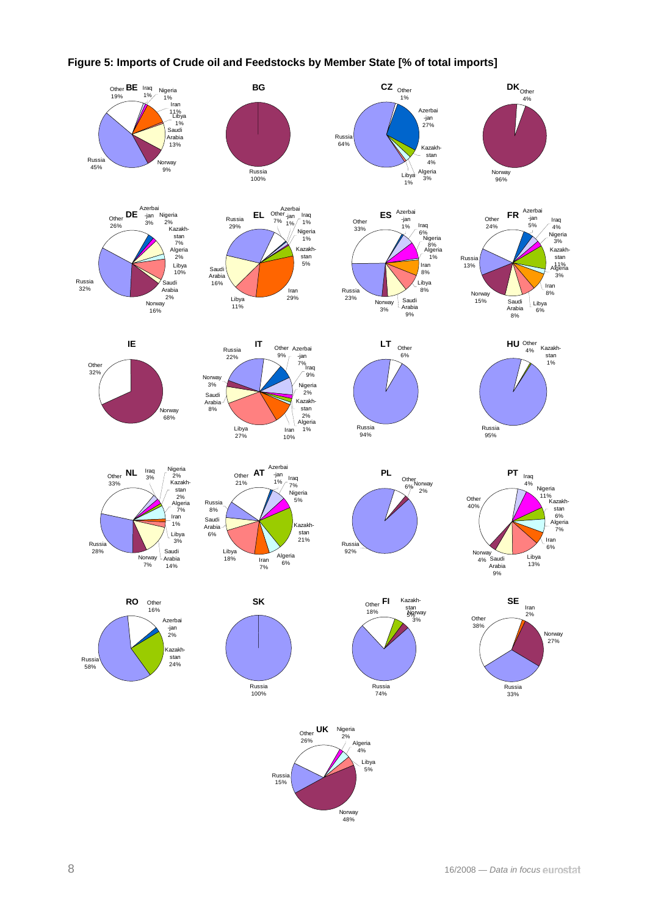**Figure 5: Imports of Crude oil and Feedstocks by Member State [% of total imports]**

**BE**: Other 19%, Iraq 1%, Nigeria 1%, Iran 11%, Libya 1%, Saudi Arabia 13%, Norway 9%, Russia 45%

**BG**: Russia 100%

**CZ**: Other 1%, Azerbai-jan 27%, Kazakh-stan 4%, Algeria 3%, Libya 1%, Russia 64%

**DK**: Other 4%, Norway 96%

**DE**: Other 26%, Azerbai-jan 3%, Nigeria 2%, Kazakh-stan 7%, Algeria 2%, Libya 10%, Saudi Arabia 2%, Norway 16%, Russia 32%

**EL**: Russia 29%, Other 7%, Azerbai-jan 1%, Iraq 1%, Nigeria 1%, Kazakh-stan 5%, Iran 29%, Libya 11%, Saudi Arabia 16%

**ES**: Other 33%, Azerbai-jan 1%, Iraq 6%, Nigeria 8%, Algeria 1%, Iran 8%, Libya 8%, Saudi Arabia 9%, Norway 3%, Russia 23%

**FR**: Other 24%, Azerbai-jan 5%, Iraq 4%, Nigeria 3%, Kazakh-stan 11%, Algeria 3%, Iran 8%, Libya 6%, Saudi Arabia 8%, Norway 15%, Russia 13%

**IE**: Other 32%, Norway 68%

**IT**: Russia 22%, Other 9%, Azerbai-jan 7%, Iraq 9%, Nigeria 2%, Kazakh-stan 2%, Algeria 1%, Iran 10%, Libya 27%, Saudi Arabia 8%, Norway 3%

**LT**: Other 6%, Russia 94%

**HU**: Other 4%, Kazakh-stan 1%, Russia 95%

**NL**: Other 33%, Iraq 3%, Nigeria 2%, Kazakh-stan 2%, Algeria 7%, Iran 1%, Libya 3%, Saudi Arabia 14%, Norway 7%, Russia 28%

**AT**: Other 21%, Azerbai-jan 1%, Iraq 7%, Nigeria 5%, Kazakh-stan 21%, Algeria 6%, Iran 7%, Libya 18%, Saudi Arabia 6%, Russia 8%

**PL**: Other 6%, Norway 2%, Russia 92%

**PT**: Iraq 4%, Nigeria 11%, Kazakh-stan 6%, Algeria 7%, Iran 6%, Libya 13%, Saudi Arabia 9%, Norway 4%, Other 40%

**RO**: Other 16%, Azerbai-jan 2%, Kazakh-stan 24%, Russia 58%

**SK**: Russia 100%

**FI**: Other 18%, Kazakh-stan 5%, Norway 3%, Russia 74%

**SE**: Iran 2%, Norway 27%, Russia 33%, Other 38%

**UK**: Other 26%, Nigeria 2%, Algeria 4%, Libya 5%, Norway 48%, Russia 15%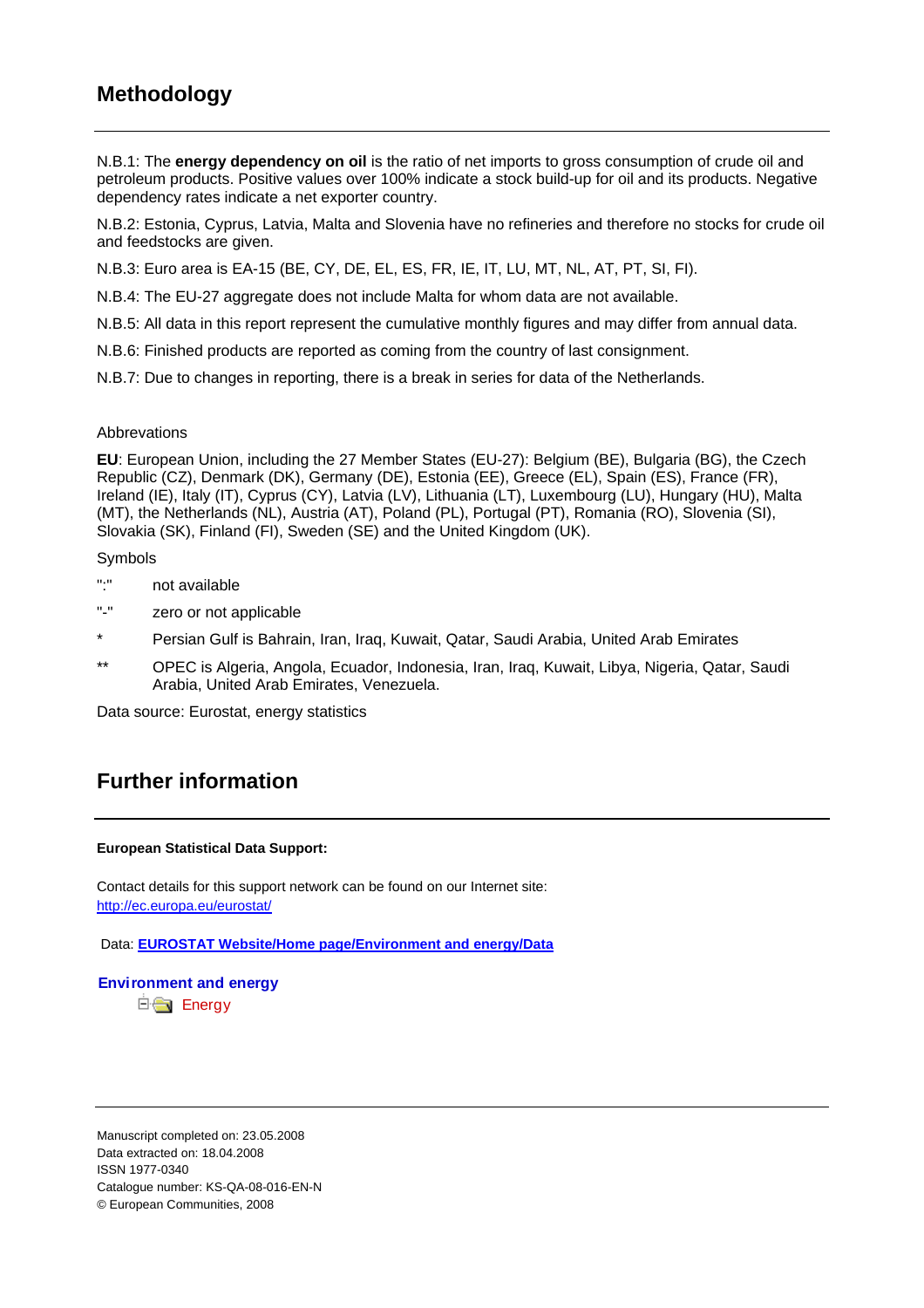## Methodology

N.B.1: The **energy dependency on oil** is the ratio of net imports to gross consumption of crude oil and petroleum products. Positive values over 100% indicate a stock build-up for oil and its products. Negative dependency rates indicate a net exporter country.

N.B.2: Estonia, Cyprus, Latvia, Malta and Slovenia have no refineries and therefore no stocks for crude oil and feedstocks are given.

N.B.3: Euro area is EA-15 (BE, CY, DE, EL, ES, FR, IE, IT, LU, MT, NL, AT, PT, SI, FI).

N.B.4: The EU-27 aggregate does not include Malta for whom data are not available.

N.B.5: All data in this report represent the cumulative monthly figures and may differ from annual data.

N.B.6: Finished products are reported as coming from the country of last consignment.

N.B.7: Due to changes in reporting, there is a break in series for data of the Netherlands.

Abbrevations

**EU**: European Union, including the 27 Member States (EU-27): Belgium (BE), Bulgaria (BG), the Czech Republic (CZ), Denmark (DK), Germany (DE), Estonia (EE), Greece (EL), Spain (ES), France (FR), Ireland (IE), Italy (IT), Cyprus (CY), Latvia (LV), Lithuania (LT), Luxembourg (LU), Hungary (HU), Malta (MT), the Netherlands (NL), Austria (AT), Poland (PL), Portugal (PT), Romania (RO), Slovenia (SI), Slovakia (SK), Finland (FI), Sweden (SE) and the United Kingdom (UK).

Symbols

":" not available

"-" zero or not applicable

* Persian Gulf is Bahrain, Iran, Iraq, Kuwait, Qatar, Saudi Arabia, United Arab Emirates

** OPEC is Algeria, Angola, Ecuador, Indonesia, Iran, Iraq, Kuwait, Libya, Nigeria, Qatar, Saudi Arabia, United Arab Emirates, Venezuela.

Data source: Eurostat, energy statistics

## Further information

**European Statistical Data Support:**

Contact details for this support network can be found on our Internet site: http://ec.europa.eu/eurostat/

Data: **EUROSTAT Website/Home page/Environment and energy/Data**

**Environment and energy**

Energy

Manuscript completed on: 23.05.2008
Data extracted on: 18.04.2008
ISSN 1977-0340
Catalogue number: KS-QA-08-016-EN-N
© European Communities, 2008